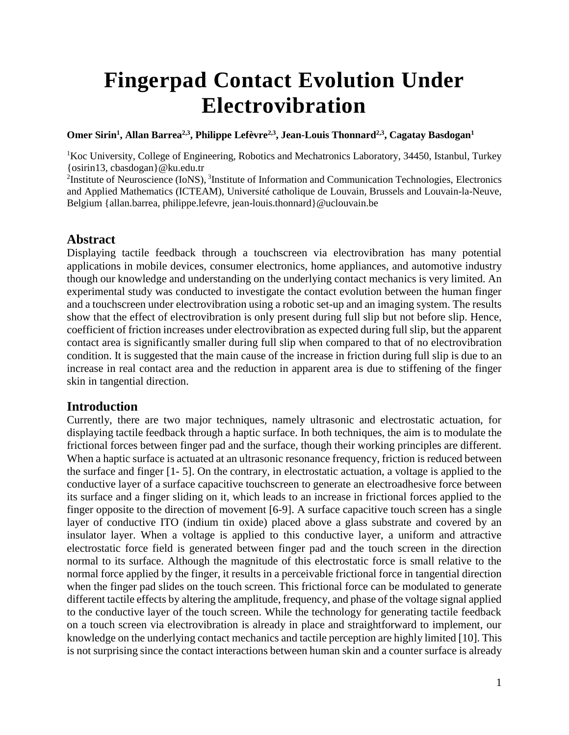# Fingerpad Contact Evolution Under Electrovibration

**Omer Sirin[1], Allan Barrea[2,3], Philippe Lefèvre[2,3], Jean-Louis Thonnard[2,3], Cagatay Basdogan[1]**

[1]Koc University, College of Engineering, Robotics and Mechatronics Laboratory, 34450, Istanbul, Turkey {osirin13, cbasdogan}@ku.edu.tr

[2]Institute of Neuroscience (IoNS), [3]Institute of Information and Communication Technologies, Electronics and Applied Mathematics (ICTEAM), Université catholique de Louvain, Brussels and Louvain-la-Neuve, Belgium {allan.barrea, philippe.lefevre, jean-louis.thonnard}@uclouvain.be

## Abstract

Displaying tactile feedback through a touchscreen via electrovibration has many potential applications in mobile devices, consumer electronics, home appliances, and automotive industry though our knowledge and understanding on the underlying contact mechanics is very limited. An experimental study was conducted to investigate the contact evolution between the human finger and a touchscreen under electrovibration using a robotic set-up and an imaging system. The results show that the effect of electrovibration is only present during full slip but not before slip. Hence, coefficient of friction increases under electrovibration as expected during full slip, but the apparent contact area is significantly smaller during full slip when compared to that of no electrovibration condition. It is suggested that the main cause of the increase in friction during full slip is due to an increase in real contact area and the reduction in apparent area is due to stiffening of the finger skin in tangential direction.

## Introduction

Currently, there are two major techniques, namely ultrasonic and electrostatic actuation, for displaying tactile feedback through a haptic surface. In both techniques, the aim is to modulate the frictional forces between finger pad and the surface, though their working principles are different. When a haptic surface is actuated at an ultrasonic resonance frequency, friction is reduced between the surface and finger [1- 5]. On the contrary, in electrostatic actuation, a voltage is applied to the conductive layer of a surface capacitive touchscreen to generate an electroadhesive force between its surface and a finger sliding on it, which leads to an increase in frictional forces applied to the finger opposite to the direction of movement [6-9]. A surface capacitive touch screen has a single layer of conductive ITO (indium tin oxide) placed above a glass substrate and covered by an insulator layer. When a voltage is applied to this conductive layer, a uniform and attractive electrostatic force field is generated between finger pad and the touch screen in the direction normal to its surface. Although the magnitude of this electrostatic force is small relative to the normal force applied by the finger, it results in a perceivable frictional force in tangential direction when the finger pad slides on the touch screen. This frictional force can be modulated to generate different tactile effects by altering the amplitude, frequency, and phase of the voltage signal applied to the conductive layer of the touch screen. While the technology for generating tactile feedback on a touch screen via electrovibration is already in place and straightforward to implement, our knowledge on the underlying contact mechanics and tactile perception are highly limited [10]. This is not surprising since the contact interactions between human skin and a counter surface is already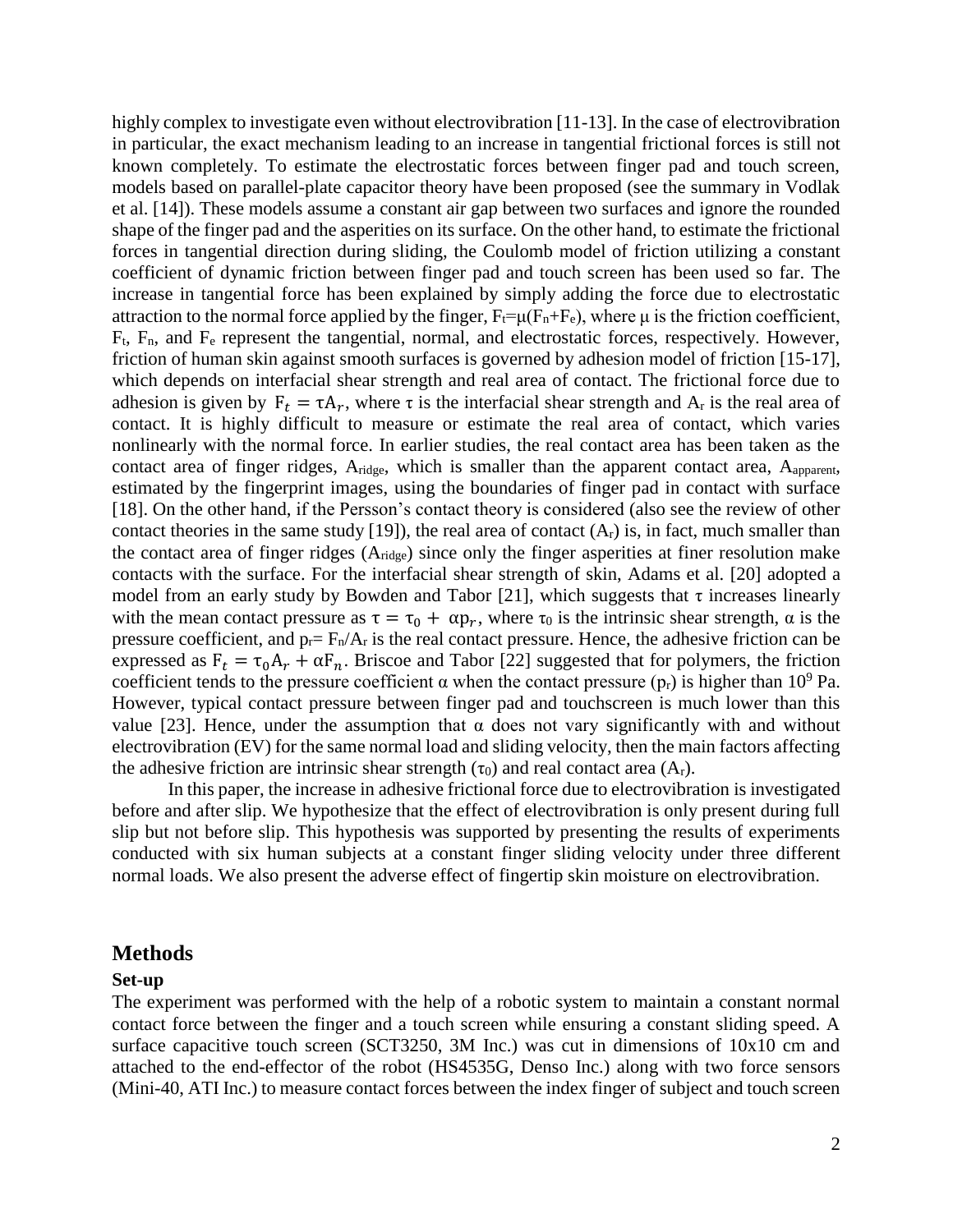highly complex to investigate even without electrovibration [11-13]. In the case of electrovibration in particular, the exact mechanism leading to an increase in tangential frictional forces is still not known completely. To estimate the electrostatic forces between finger pad and touch screen, models based on parallel-plate capacitor theory have been proposed (see the summary in Vodlak et al. [14]). These models assume a constant air gap between two surfaces and ignore the rounded shape of the finger pad and the asperities on its surface. On the other hand, to estimate the frictional forces in tangential direction during sliding, the Coulomb model of friction utilizing a constant coefficient of dynamic friction between finger pad and touch screen has been used so far. The increase in tangential force has been explained by simply adding the force due to electrostatic attraction to the normal force applied by the finger, $F_t=\mu(F_n+F_e)$, where $\mu$ is the friction coefficient, $F_t$, $F_n$, and $F_e$ represent the tangential, normal, and electrostatic forces, respectively. However, friction of human skin against smooth surfaces is governed by adhesion model of friction [15-17], which depends on interfacial shear strength and real area of contact. The frictional force due to adhesion is given by $F_t = \tau A_r$, where $\tau$ is the interfacial shear strength and $A_r$ is the real area of contact. It is highly difficult to measure or estimate the real area of contact, which varies nonlinearly with the normal force. In earlier studies, the real contact area has been taken as the contact area of finger ridges, $A_{ridge}$, which is smaller than the apparent contact area, $A_{apparent}$, estimated by the fingerprint images, using the boundaries of finger pad in contact with surface [18]. On the other hand, if the Persson's contact theory is considered (also see the review of other contact theories in the same study [19]), the real area of contact ($A_r$) is, in fact, much smaller than the contact area of finger ridges ($A_{ridge}$) since only the finger asperities at finer resolution make contacts with the surface. For the interfacial shear strength of skin, Adams et al. [20] adopted a model from an early study by Bowden and Tabor [21], which suggests that $\tau$ increases linearly with the mean contact pressure as $\tau = \tau_0 + \alpha p_r$, where $\tau_0$ is the intrinsic shear strength, $\alpha$ is the pressure coefficient, and $p_r= F_n/A_r$ is the real contact pressure. Hence, the adhesive friction can be expressed as $F_t = \tau_0 A_r + \alpha F_n$. Briscoe and Tabor [22] suggested that for polymers, the friction coefficient tends to the pressure coefficient $\alpha$ when the contact pressure ($p_r$) is higher than $10^9$ Pa. However, typical contact pressure between finger pad and touchscreen is much lower than this value [23]. Hence, under the assumption that $\alpha$ does not vary significantly with and without electrovibration (EV) for the same normal load and sliding velocity, then the main factors affecting the adhesive friction are intrinsic shear strength ($\tau_0$) and real contact area ($A_r$).

In this paper, the increase in adhesive frictional force due to electrovibration is investigated before and after slip. We hypothesize that the effect of electrovibration is only present during full slip but not before slip. This hypothesis was supported by presenting the results of experiments conducted with six human subjects at a constant finger sliding velocity under three different normal loads. We also present the adverse effect of fingertip skin moisture on electrovibration.

## Methods

### Set-up

The experiment was performed with the help of a robotic system to maintain a constant normal contact force between the finger and a touch screen while ensuring a constant sliding speed. A surface capacitive touch screen (SCT3250, 3M Inc.) was cut in dimensions of 10x10 cm and attached to the end-effector of the robot (HS4535G, Denso Inc.) along with two force sensors (Mini-40, ATI Inc.) to measure contact forces between the index finger of subject and touch screen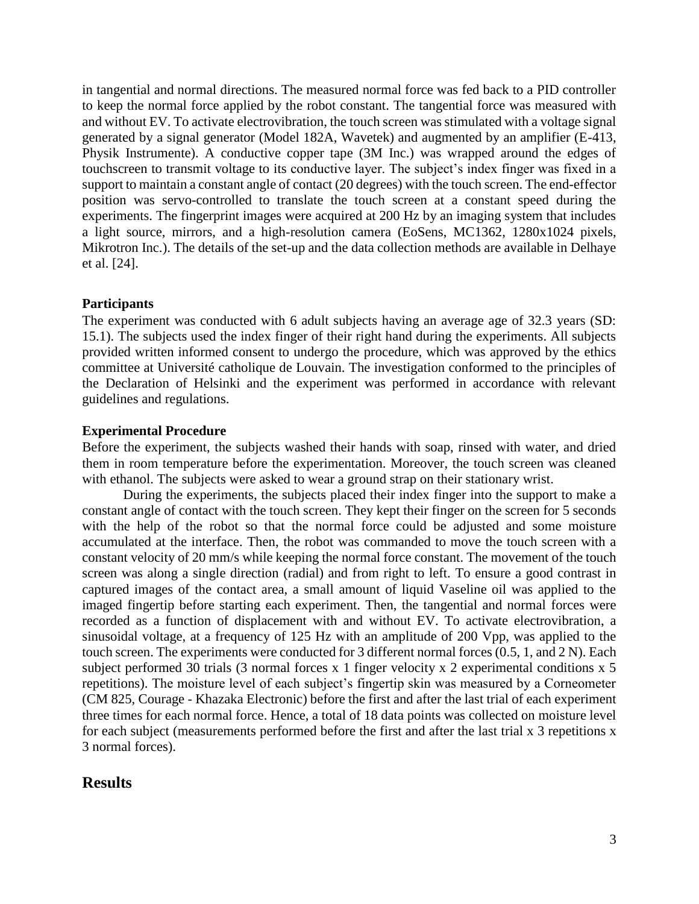in tangential and normal directions. The measured normal force was fed back to a PID controller to keep the normal force applied by the robot constant. The tangential force was measured with and without EV. To activate electrovibration, the touch screen was stimulated with a voltage signal generated by a signal generator (Model 182A, Wavetek) and augmented by an amplifier (E-413, Physik Instrumente). A conductive copper tape (3M Inc.) was wrapped around the edges of touchscreen to transmit voltage to its conductive layer. The subject's index finger was fixed in a support to maintain a constant angle of contact (20 degrees) with the touch screen. The end-effector position was servo-controlled to translate the touch screen at a constant speed during the experiments. The fingerprint images were acquired at 200 Hz by an imaging system that includes a light source, mirrors, and a high-resolution camera (EoSens, MC1362, 1280x1024 pixels, Mikrotron Inc.). The details of the set-up and the data collection methods are available in Delhaye et al. [24].

### Participants

The experiment was conducted with 6 adult subjects having an average age of 32.3 years (SD: 15.1). The subjects used the index finger of their right hand during the experiments. All subjects provided written informed consent to undergo the procedure, which was approved by the ethics committee at Université catholique de Louvain. The investigation conformed to the principles of the Declaration of Helsinki and the experiment was performed in accordance with relevant guidelines and regulations.

### Experimental Procedure

Before the experiment, the subjects washed their hands with soap, rinsed with water, and dried them in room temperature before the experimentation. Moreover, the touch screen was cleaned with ethanol. The subjects were asked to wear a ground strap on their stationary wrist.

During the experiments, the subjects placed their index finger into the support to make a constant angle of contact with the touch screen. They kept their finger on the screen for 5 seconds with the help of the robot so that the normal force could be adjusted and some moisture accumulated at the interface. Then, the robot was commanded to move the touch screen with a constant velocity of 20 mm/s while keeping the normal force constant. The movement of the touch screen was along a single direction (radial) and from right to left. To ensure a good contrast in captured images of the contact area, a small amount of liquid Vaseline oil was applied to the imaged fingertip before starting each experiment. Then, the tangential and normal forces were recorded as a function of displacement with and without EV. To activate electrovibration, a sinusoidal voltage, at a frequency of 125 Hz with an amplitude of 200 Vpp, was applied to the touch screen. The experiments were conducted for 3 different normal forces (0.5, 1, and 2 N). Each subject performed 30 trials (3 normal forces x 1 finger velocity x 2 experimental conditions x 5 repetitions). The moisture level of each subject's fingertip skin was measured by a Corneometer (CM 825, Courage - Khazaka Electronic) before the first and after the last trial of each experiment three times for each normal force. Hence, a total of 18 data points was collected on moisture level for each subject (measurements performed before the first and after the last trial x 3 repetitions x 3 normal forces).

## Results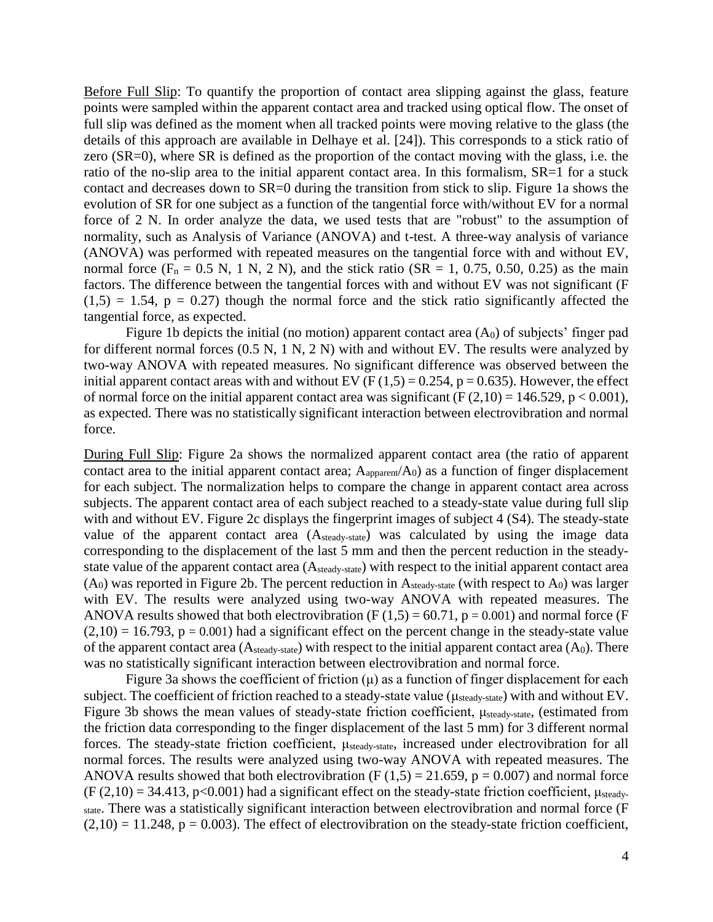Before Full Slip: To quantify the proportion of contact area slipping against the glass, feature points were sampled within the apparent contact area and tracked using optical flow. The onset of full slip was defined as the moment when all tracked points were moving relative to the glass (the details of this approach are available in Delhaye et al. [24]). This corresponds to a stick ratio of zero (SR=0), where SR is defined as the proportion of the contact moving with the glass, i.e. the ratio of the no-slip area to the initial apparent contact area. In this formalism, SR=1 for a stuck contact and decreases down to SR=0 during the transition from stick to slip. Figure 1a shows the evolution of SR for one subject as a function of the tangential force with/without EV for a normal force of 2 N. In order analyze the data, we used tests that are "robust" to the assumption of normality, such as Analysis of Variance (ANOVA) and t-test. A three-way analysis of variance (ANOVA) was performed with repeated measures on the tangential force with and without EV, normal force ($F_n$ = 0.5 N, 1 N, 2 N), and the stick ratio (SR = 1, 0.75, 0.50, 0.25) as the main factors. The difference between the tangential forces with and without EV was not significant ($F(1,5) = 1.54$, $p = 0.27$) though the normal force and the stick ratio significantly affected the tangential force, as expected.

Figure 1b depicts the initial (no motion) apparent contact area ($A_0$) of subjects' finger pad for different normal forces (0.5 N, 1 N, 2 N) with and without EV. The results were analyzed by two-way ANOVA with repeated measures. No significant difference was observed between the initial apparent contact areas with and without EV ($F(1,5) = 0.254$, $p = 0.635$). However, the effect of normal force on the initial apparent contact area was significant ($F(2,10) = 146.529$, $p < 0.001$), as expected. There was no statistically significant interaction between electrovibration and normal force.

During Full Slip: Figure 2a shows the normalized apparent contact area (the ratio of apparent contact area to the initial apparent contact area; $A_{apparent}/A_0$) as a function of finger displacement for each subject. The normalization helps to compare the change in apparent contact area across subjects. The apparent contact area of each subject reached to a steady-state value during full slip with and without EV. Figure 2c displays the fingerprint images of subject 4 (S4). The steady-state value of the apparent contact area ($A_{steady\text{-}state}$) was calculated by using the image data corresponding to the displacement of the last 5 mm and then the percent reduction in the steady-state value of the apparent contact area ($A_{steady\text{-}state}$) with respect to the initial apparent contact area ($A_0$) was reported in Figure 2b. The percent reduction in $A_{steady\text{-}state}$ (with respect to $A_0$) was larger with EV. The results were analyzed using two-way ANOVA with repeated measures. The ANOVA results showed that both electrovibration ($F(1,5) = 60.71$, $p = 0.001$) and normal force ($F(2,10) = 16.793$, $p = 0.001$) had a significant effect on the percent change in the steady-state value of the apparent contact area ($A_{steady\text{-}state}$) with respect to the initial apparent contact area ($A_0$). There was no statistically significant interaction between electrovibration and normal force.

Figure 3a shows the coefficient of friction ($\mu$) as a function of finger displacement for each subject. The coefficient of friction reached to a steady-state value ($\mu_{steady\text{-}state}$) with and without EV. Figure 3b shows the mean values of steady-state friction coefficient, $\mu_{steady\text{-}state}$, (estimated from the friction data corresponding to the finger displacement of the last 5 mm) for 3 different normal forces. The steady-state friction coefficient, $\mu_{steady\text{-}state}$, increased under electrovibration for all normal forces. The results were analyzed using two-way ANOVA with repeated measures. The ANOVA results showed that both electrovibration ($F(1,5) = 21.659$, $p = 0.007$) and normal force ($F(2,10) = 34.413$, $p<0.001$) had a significant effect on the steady-state friction coefficient, $\mu_{steady\text{-}state}$. There was a statistically significant interaction between electrovibration and normal force ($F(2,10) = 11.248$, $p = 0.003$). The effect of electrovibration on the steady-state friction coefficient,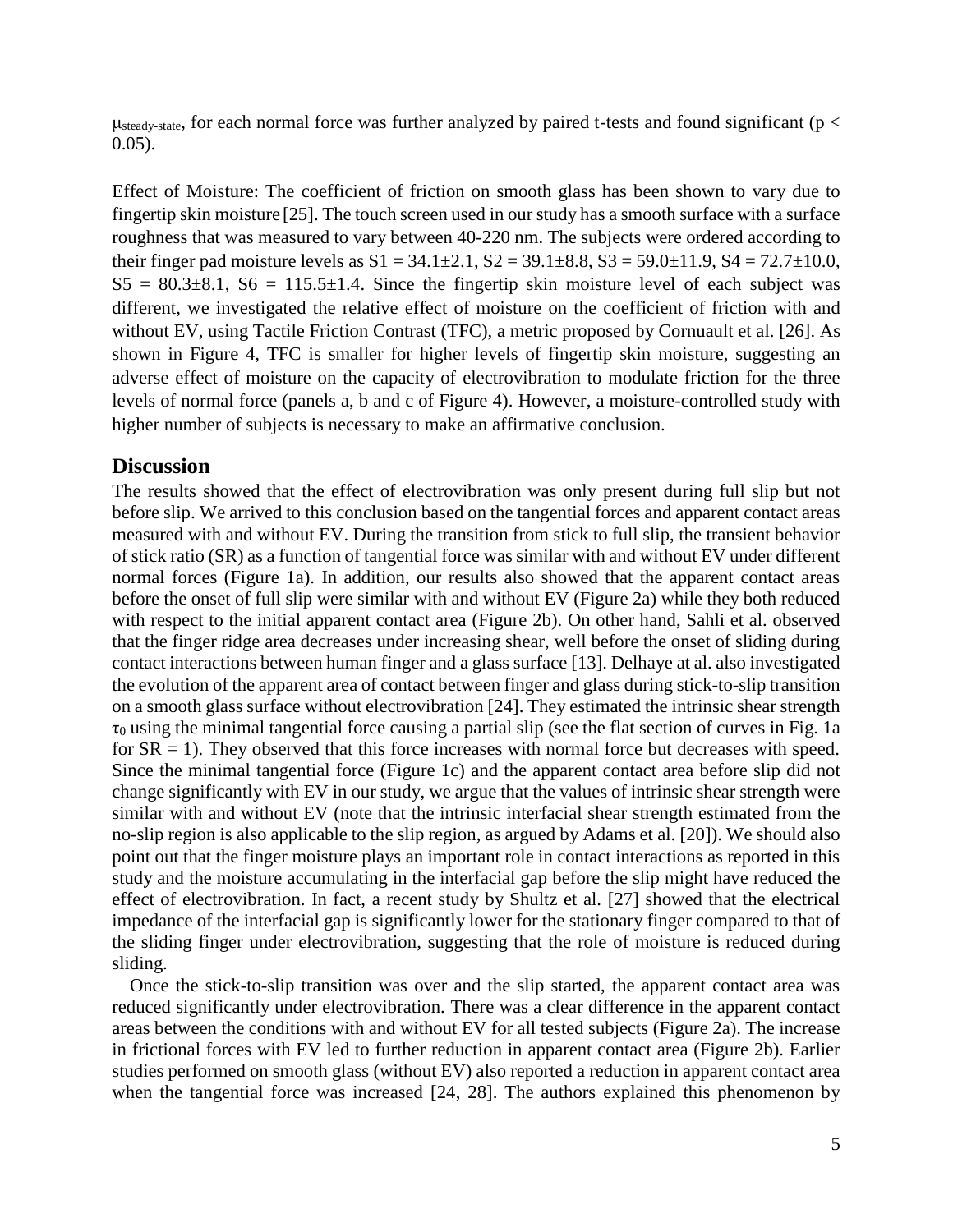$\mu_{steady\text{-}state}$, for each normal force was further analyzed by paired t-tests and found significant ($p < 0.05$).

Effect of Moisture: The coefficient of friction on smooth glass has been shown to vary due to fingertip skin moisture [25]. The touch screen used in our study has a smooth surface with a surface roughness that was measured to vary between 40-220 nm. The subjects were ordered according to their finger pad moisture levels as S1 = 34.1±2.1, S2 = 39.1±8.8, S3 = 59.0±11.9, S4 = 72.7±10.0, S5 = 80.3±8.1, S6 = 115.5±1.4. Since the fingertip skin moisture level of each subject was different, we investigated the relative effect of moisture on the coefficient of friction with and without EV, using Tactile Friction Contrast (TFC), a metric proposed by Cornuault et al. [26]. As shown in Figure 4, TFC is smaller for higher levels of fingertip skin moisture, suggesting an adverse effect of moisture on the capacity of electrovibration to modulate friction for the three levels of normal force (panels a, b and c of Figure 4). However, a moisture-controlled study with higher number of subjects is necessary to make an affirmative conclusion.

## Discussion

The results showed that the effect of electrovibration was only present during full slip but not before slip. We arrived to this conclusion based on the tangential forces and apparent contact areas measured with and without EV. During the transition from stick to full slip, the transient behavior of stick ratio (SR) as a function of tangential force was similar with and without EV under different normal forces (Figure 1a). In addition, our results also showed that the apparent contact areas before the onset of full slip were similar with and without EV (Figure 2a) while they both reduced with respect to the initial apparent contact area (Figure 2b). On other hand, Sahli et al. observed that the finger ridge area decreases under increasing shear, well before the onset of sliding during contact interactions between human finger and a glass surface [13]. Delhaye at al. also investigated the evolution of the apparent area of contact between finger and glass during stick-to-slip transition on a smooth glass surface without electrovibration [24]. They estimated the intrinsic shear strength $\tau_0$ using the minimal tangential force causing a partial slip (see the flat section of curves in Fig. 1a for SR = 1). They observed that this force increases with normal force but decreases with speed. Since the minimal tangential force (Figure 1c) and the apparent contact area before slip did not change significantly with EV in our study, we argue that the values of intrinsic shear strength were similar with and without EV (note that the intrinsic interfacial shear strength estimated from the no-slip region is also applicable to the slip region, as argued by Adams et al. [20]). We should also point out that the finger moisture plays an important role in contact interactions as reported in this study and the moisture accumulating in the interfacial gap before the slip might have reduced the effect of electrovibration. In fact, a recent study by Shultz et al. [27] showed that the electrical impedance of the interfacial gap is significantly lower for the stationary finger compared to that of the sliding finger under electrovibration, suggesting that the role of moisture is reduced during sliding.

Once the stick-to-slip transition was over and the slip started, the apparent contact area was reduced significantly under electrovibration. There was a clear difference in the apparent contact areas between the conditions with and without EV for all tested subjects (Figure 2a). The increase in frictional forces with EV led to further reduction in apparent contact area (Figure 2b). Earlier studies performed on smooth glass (without EV) also reported a reduction in apparent contact area when the tangential force was increased [24, 28]. The authors explained this phenomenon by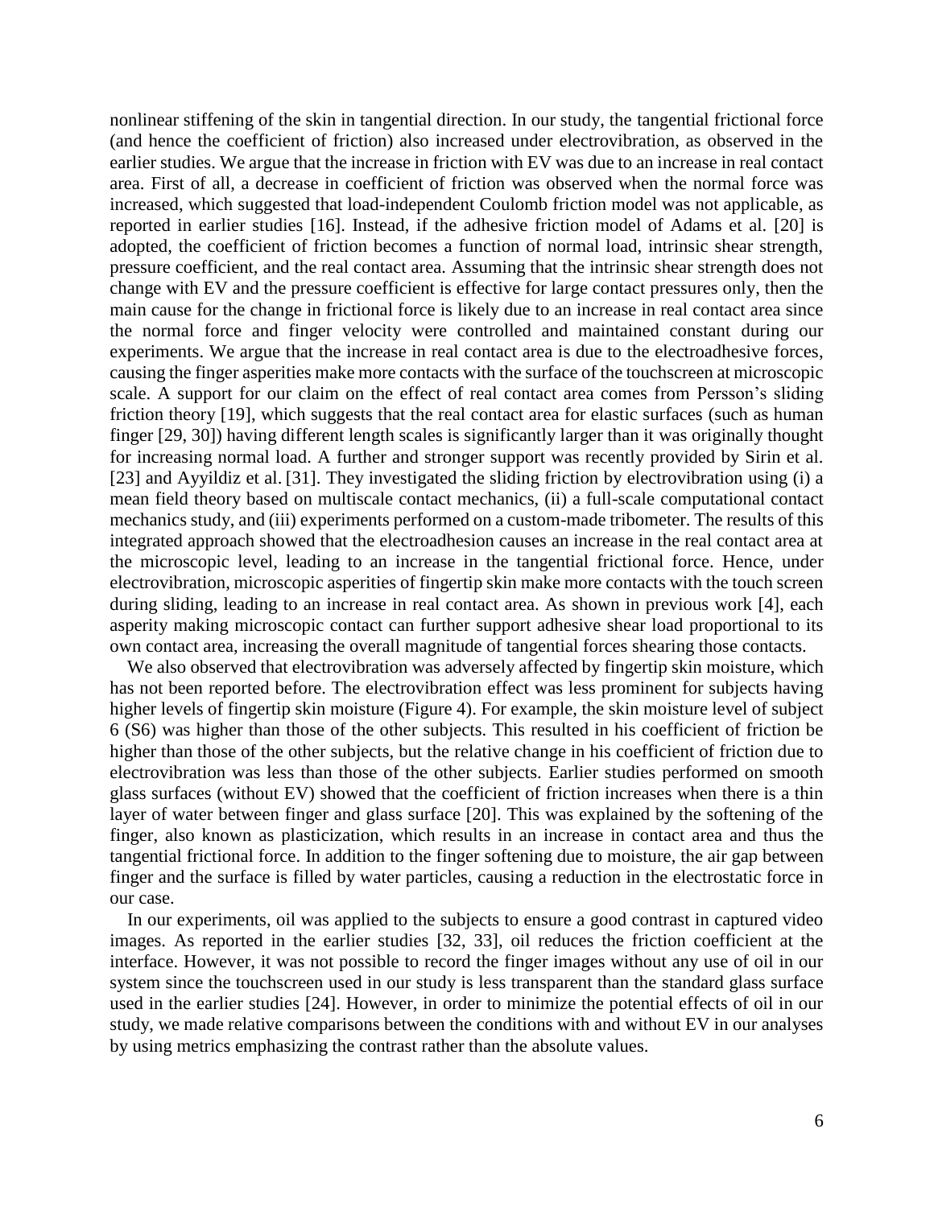nonlinear stiffening of the skin in tangential direction. In our study, the tangential frictional force (and hence the coefficient of friction) also increased under electrovibration, as observed in the earlier studies. We argue that the increase in friction with EV was due to an increase in real contact area. First of all, a decrease in coefficient of friction was observed when the normal force was increased, which suggested that load-independent Coulomb friction model was not applicable, as reported in earlier studies [16]. Instead, if the adhesive friction model of Adams et al. [20] is adopted, the coefficient of friction becomes a function of normal load, intrinsic shear strength, pressure coefficient, and the real contact area. Assuming that the intrinsic shear strength does not change with EV and the pressure coefficient is effective for large contact pressures only, then the main cause for the change in frictional force is likely due to an increase in real contact area since the normal force and finger velocity were controlled and maintained constant during our experiments. We argue that the increase in real contact area is due to the electroadhesive forces, causing the finger asperities make more contacts with the surface of the touchscreen at microscopic scale. A support for our claim on the effect of real contact area comes from Persson's sliding friction theory [19], which suggests that the real contact area for elastic surfaces (such as human finger [29, 30]) having different length scales is significantly larger than it was originally thought for increasing normal load. A further and stronger support was recently provided by Sirin et al. [23] and Ayyildiz et al. [31]. They investigated the sliding friction by electrovibration using (i) a mean field theory based on multiscale contact mechanics, (ii) a full-scale computational contact mechanics study, and (iii) experiments performed on a custom-made tribometer. The results of this integrated approach showed that the electroadhesion causes an increase in the real contact area at the microscopic level, leading to an increase in the tangential frictional force. Hence, under electrovibration, microscopic asperities of fingertip skin make more contacts with the touch screen during sliding, leading to an increase in real contact area. As shown in previous work [4], each asperity making microscopic contact can further support adhesive shear load proportional to its own contact area, increasing the overall magnitude of tangential forces shearing those contacts.

We also observed that electrovibration was adversely affected by fingertip skin moisture, which has not been reported before. The electrovibration effect was less prominent for subjects having higher levels of fingertip skin moisture (Figure 4). For example, the skin moisture level of subject 6 (S6) was higher than those of the other subjects. This resulted in his coefficient of friction be higher than those of the other subjects, but the relative change in his coefficient of friction due to electrovibration was less than those of the other subjects. Earlier studies performed on smooth glass surfaces (without EV) showed that the coefficient of friction increases when there is a thin layer of water between finger and glass surface [20]. This was explained by the softening of the finger, also known as plasticization, which results in an increase in contact area and thus the tangential frictional force. In addition to the finger softening due to moisture, the air gap between finger and the surface is filled by water particles, causing a reduction in the electrostatic force in our case.

In our experiments, oil was applied to the subjects to ensure a good contrast in captured video images. As reported in the earlier studies [32, 33], oil reduces the friction coefficient at the interface. However, it was not possible to record the finger images without any use of oil in our system since the touchscreen used in our study is less transparent than the standard glass surface used in the earlier studies [24]. However, in order to minimize the potential effects of oil in our study, we made relative comparisons between the conditions with and without EV in our analyses by using metrics emphasizing the contrast rather than the absolute values.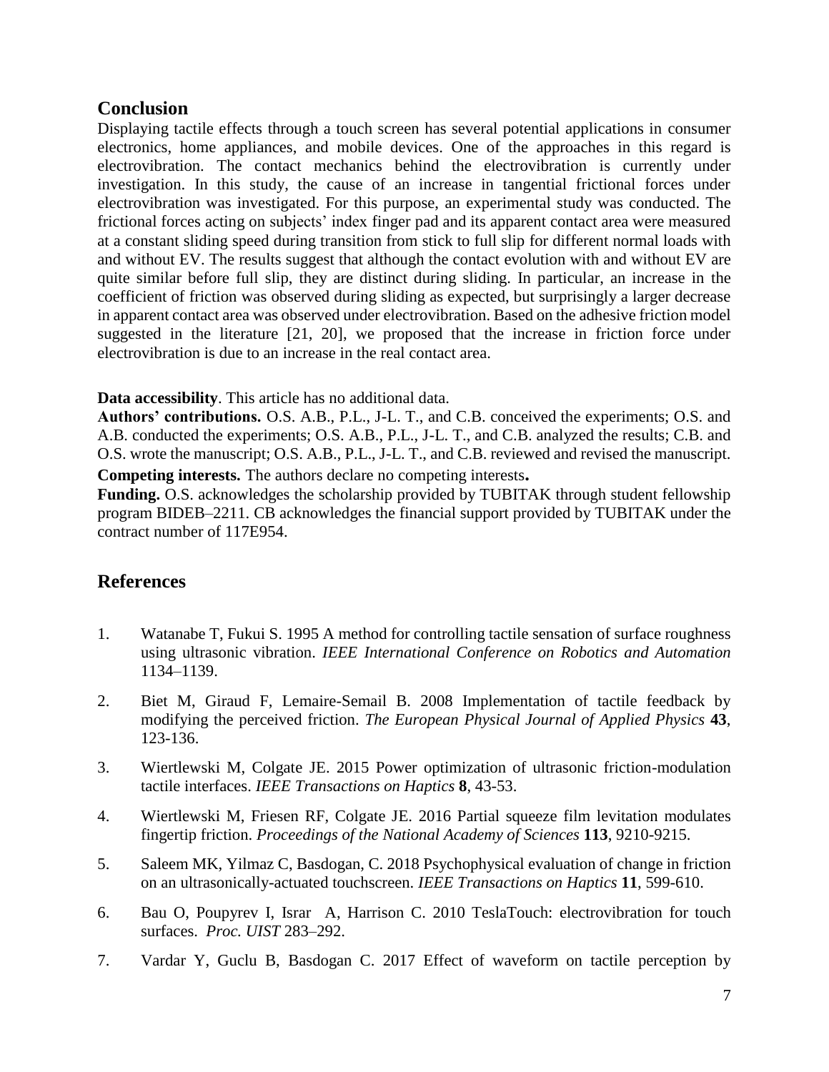## Conclusion

Displaying tactile effects through a touch screen has several potential applications in consumer electronics, home appliances, and mobile devices. One of the approaches in this regard is electrovibration. The contact mechanics behind the electrovibration is currently under investigation. In this study, the cause of an increase in tangential frictional forces under electrovibration was investigated. For this purpose, an experimental study was conducted. The frictional forces acting on subjects' index finger pad and its apparent contact area were measured at a constant sliding speed during transition from stick to full slip for different normal loads with and without EV. The results suggest that although the contact evolution with and without EV are quite similar before full slip, they are distinct during sliding. In particular, an increase in the coefficient of friction was observed during sliding as expected, but surprisingly a larger decrease in apparent contact area was observed under electrovibration. Based on the adhesive friction model suggested in the literature [21, 20], we proposed that the increase in friction force under electrovibration is due to an increase in the real contact area.

**Data accessibility**. This article has no additional data.
**Authors' contributions.** O.S. A.B., P.L., J-L. T., and C.B. conceived the experiments; O.S. and A.B. conducted the experiments; O.S. A.B., P.L., J-L. T., and C.B. analyzed the results; C.B. and O.S. wrote the manuscript; O.S. A.B., P.L., J-L. T., and C.B. reviewed and revised the manuscript.
**Competing interests.** The authors declare no competing interests**.**
**Funding.** O.S. acknowledges the scholarship provided by TUBITAK through student fellowship program BIDEB–2211. CB acknowledges the financial support provided by TUBITAK under the contract number of 117E954.

## References

1. Watanabe T, Fukui S. 1995 A method for controlling tactile sensation of surface roughness using ultrasonic vibration. *IEEE International Conference on Robotics and Automation* 1134–1139.

2. Biet M, Giraud F, Lemaire-Semail B. 2008 Implementation of tactile feedback by modifying the perceived friction. *The European Physical Journal of Applied Physics* **43**, 123-136.

3. Wiertlewski M, Colgate JE. 2015 Power optimization of ultrasonic friction-modulation tactile interfaces. *IEEE Transactions on Haptics* **8**, 43-53.

4. Wiertlewski M, Friesen RF, Colgate JE. 2016 Partial squeeze film levitation modulates fingertip friction. *Proceedings of the National Academy of Sciences* **113**, 9210-9215.

5. Saleem MK, Yilmaz C, Basdogan, C. 2018 Psychophysical evaluation of change in friction on an ultrasonically-actuated touchscreen. *IEEE Transactions on Haptics* **11**, 599-610.

6. Bau O, Poupyrev I, Israr A, Harrison C. 2010 TeslaTouch: electrovibration for touch surfaces. *Proc. UIST* 283–292.

7. Vardar Y, Guclu B, Basdogan C. 2017 Effect of waveform on tactile perception by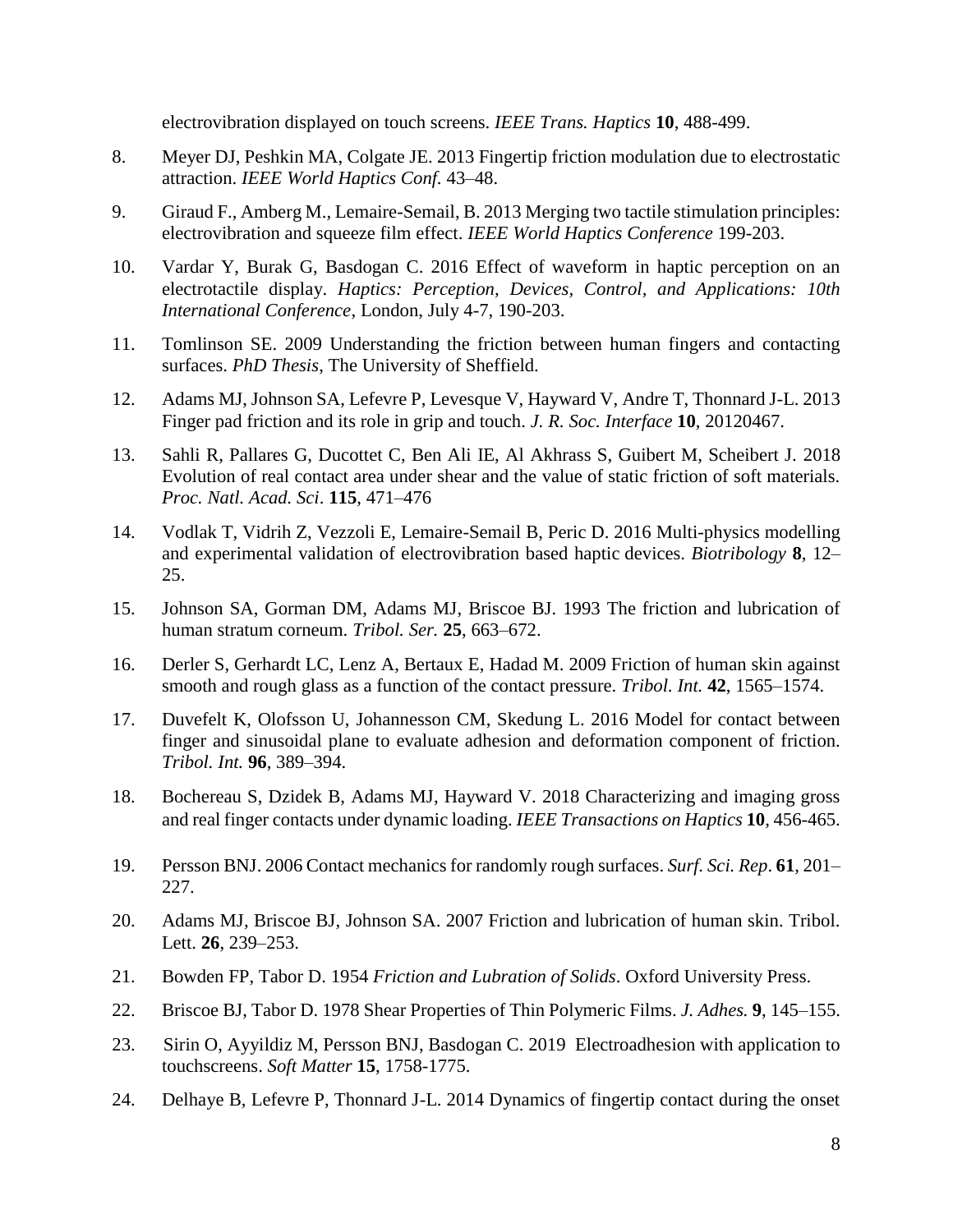electrovibration displayed on touch screens. *IEEE Trans. Haptics* **10**, 488-499.

8. Meyer DJ, Peshkin MA, Colgate JE. 2013 Fingertip friction modulation due to electrostatic attraction. *IEEE World Haptics Conf.* 43–48.

9. Giraud F., Amberg M., Lemaire-Semail, B. 2013 Merging two tactile stimulation principles: electrovibration and squeeze film effect. *IEEE World Haptics Conference* 199-203.

10. Vardar Y, Burak G, Basdogan C. 2016 Effect of waveform in haptic perception on an electrotactile display. *Haptics: Perception, Devices, Control, and Applications: 10th International Conference*, London, July 4-7, 190-203.

11. Tomlinson SE. 2009 Understanding the friction between human fingers and contacting surfaces. *PhD Thesis*, The University of Sheffield.

12. Adams MJ, Johnson SA, Lefevre P, Levesque V, Hayward V, Andre T, Thonnard J-L. 2013 Finger pad friction and its role in grip and touch. *J. R. Soc. Interface* **10**, 20120467.

13. Sahli R, Pallares G, Ducottet C, Ben Ali IE, Al Akhrass S, Guibert M, Scheibert J. 2018 Evolution of real contact area under shear and the value of static friction of soft materials. *Proc. Natl. Acad. Sci*. **115**, 471–476

14. Vodlak T, Vidrih Z, Vezzoli E, Lemaire-Semail B, Peric D. 2016 Multi-physics modelling and experimental validation of electrovibration based haptic devices. *Biotribology* **8**, 12–25.

15. Johnson SA, Gorman DM, Adams MJ, Briscoe BJ. 1993 The friction and lubrication of human stratum corneum. *Tribol. Ser.* **25**, 663–672.

16. Derler S, Gerhardt LC, Lenz A, Bertaux E, Hadad M. 2009 Friction of human skin against smooth and rough glass as a function of the contact pressure. *Tribol. Int.* **42**, 1565–1574.

17. Duvefelt K, Olofsson U, Johannesson CM, Skedung L. 2016 Model for contact between finger and sinusoidal plane to evaluate adhesion and deformation component of friction. *Tribol. Int.* **96**, 389–394.

18. Bochereau S, Dzidek B, Adams MJ, Hayward V. 2018 Characterizing and imaging gross and real finger contacts under dynamic loading. *IEEE Transactions on Haptics* **10**, 456-465.

19. Persson BNJ. 2006 Contact mechanics for randomly rough surfaces. *Surf. Sci. Rep*. **61**, 201–227.

20. Adams MJ, Briscoe BJ, Johnson SA. 2007 Friction and lubrication of human skin. Tribol. Lett. **26**, 239–253.

21. Bowden FP, Tabor D. 1954 *Friction and Lubration of Solids*. Oxford University Press.

22. Briscoe BJ, Tabor D. 1978 Shear Properties of Thin Polymeric Films. *J. Adhes.* **9**, 145–155.

23. Sirin O, Ayyildiz M, Persson BNJ, Basdogan C. 2019 Electroadhesion with application to touchscreens. *Soft Matter* **15**, 1758-1775.

24. Delhaye B, Lefevre P, Thonnard J-L. 2014 Dynamics of fingertip contact during the onset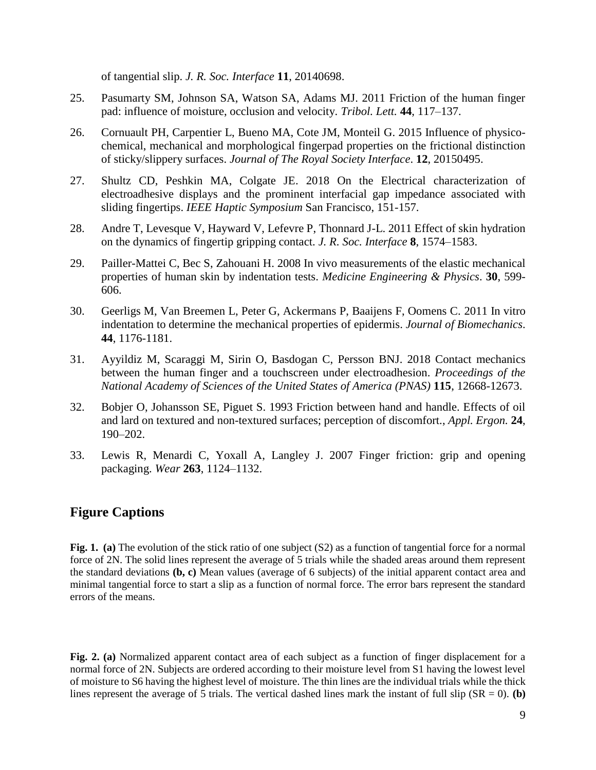of tangential slip. *J. R. Soc. Interface* **11**, 20140698.

25. Pasumarty SM, Johnson SA, Watson SA, Adams MJ. 2011 Friction of the human finger pad: influence of moisture, occlusion and velocity. *Tribol. Lett.* **44**, 117–137.

26. Cornuault PH, Carpentier L, Bueno MA, Cote JM, Monteil G. 2015 Influence of physico-chemical, mechanical and morphological fingerpad properties on the frictional distinction of sticky/slippery surfaces. *Journal of The Royal Society Interface*. **12**, 20150495.

27. Shultz CD, Peshkin MA, Colgate JE. 2018 On the Electrical characterization of electroadhesive displays and the prominent interfacial gap impedance associated with sliding fingertips. *IEEE Haptic Symposium* San Francisco, 151-157.

28. Andre T, Levesque V, Hayward V, Lefevre P, Thonnard J-L. 2011 Effect of skin hydration on the dynamics of fingertip gripping contact. *J. R. Soc. Interface* **8**, 1574–1583.

29. Pailler-Mattei C, Bec S, Zahouani H. 2008 In vivo measurements of the elastic mechanical properties of human skin by indentation tests. *Medicine Engineering & Physics*. **30**, 599-606.

30. Geerligs M, Van Breemen L, Peter G, Ackermans P, Baaijens F, Oomens C. 2011 In vitro indentation to determine the mechanical properties of epidermis. *Journal of Biomechanics*. **44**, 1176-1181.

31. Ayyildiz M, Scaraggi M, Sirin O, Basdogan C, Persson BNJ. 2018 Contact mechanics between the human finger and a touchscreen under electroadhesion. *Proceedings of the National Academy of Sciences of the United States of America (PNAS)* **115**, 12668-12673.

32. Bobjer O, Johansson SE, Piguet S. 1993 Friction between hand and handle. Effects of oil and lard on textured and non-textured surfaces; perception of discomfort., *Appl. Ergon.* **24**, 190–202.

33. Lewis R, Menardi C, Yoxall A, Langley J. 2007 Finger friction: grip and opening packaging. *Wear* **263**, 1124–1132.

## Figure Captions

**Fig. 1. (a)** The evolution of the stick ratio of one subject (S2) as a function of tangential force for a normal force of 2N. The solid lines represent the average of 5 trials while the shaded areas around them represent the standard deviations **(b, c)** Mean values (average of 6 subjects) of the initial apparent contact area and minimal tangential force to start a slip as a function of normal force. The error bars represent the standard errors of the means.

**Fig. 2. (a)** Normalized apparent contact area of each subject as a function of finger displacement for a normal force of 2N. Subjects are ordered according to their moisture level from S1 having the lowest level of moisture to S6 having the highest level of moisture. The thin lines are the individual trials while the thick lines represent the average of 5 trials. The vertical dashed lines mark the instant of full slip (SR = 0). **(b)**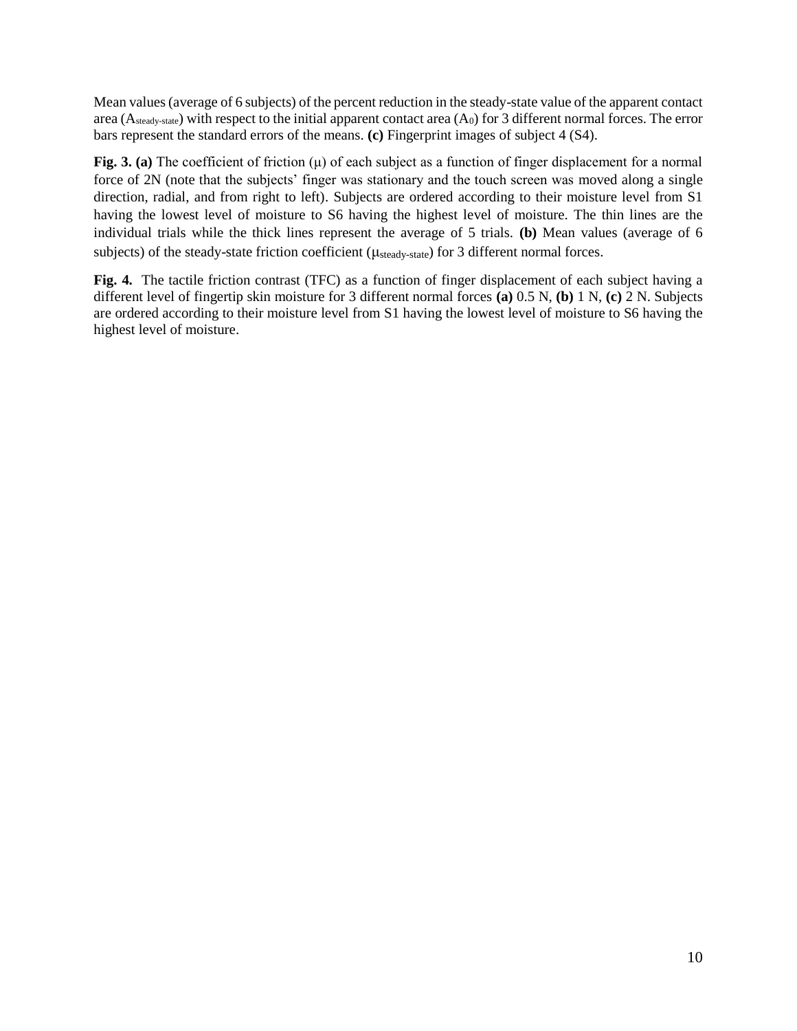Mean values (average of 6 subjects) of the percent reduction in the steady-state value of the apparent contact area ($A_{steady\text{-}state}$) with respect to the initial apparent contact area ($A_0$) for 3 different normal forces. The error bars represent the standard errors of the means. **(c)** Fingerprint images of subject 4 (S4).

**Fig. 3. (a)** The coefficient of friction ($\mu$) of each subject as a function of finger displacement for a normal force of 2N (note that the subjects' finger was stationary and the touch screen was moved along a single direction, radial, and from right to left). Subjects are ordered according to their moisture level from S1 having the lowest level of moisture to S6 having the highest level of moisture. The thin lines are the individual trials while the thick lines represent the average of 5 trials. **(b)** Mean values (average of 6 subjects) of the steady-state friction coefficient ($\mu_{steady\text{-}state}$) for 3 different normal forces.

**Fig. 4.** The tactile friction contrast (TFC) as a function of finger displacement of each subject having a different level of fingertip skin moisture for 3 different normal forces **(a)** 0.5 N, **(b)** 1 N, **(c)** 2 N. Subjects are ordered according to their moisture level from S1 having the lowest level of moisture to S6 having the highest level of moisture.